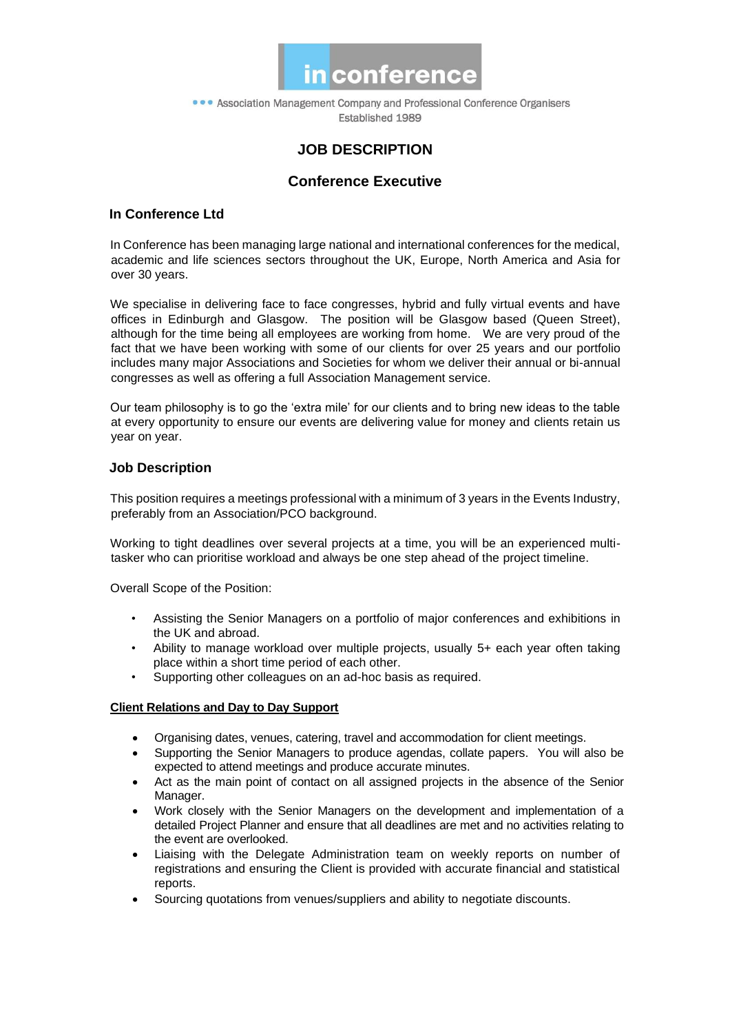in conference

••• Association Management Company and Professional Conference Organisers
Established 1989

# JOB DESCRIPTION

## Conference Executive

### In Conference Ltd

In Conference has been managing large national and international conferences for the medical, academic and life sciences sectors throughout the UK, Europe, North America and Asia for over 30 years.

We specialise in delivering face to face congresses, hybrid and fully virtual events and have offices in Edinburgh and Glasgow. The position will be Glasgow based (Queen Street), although for the time being all employees are working from home. We are very proud of the fact that we have been working with some of our clients for over 25 years and our portfolio includes many major Associations and Societies for whom we deliver their annual or bi-annual congresses as well as offering a full Association Management service.

Our team philosophy is to go the 'extra mile' for our clients and to bring new ideas to the table at every opportunity to ensure our events are delivering value for money and clients retain us year on year.

### Job Description

This position requires a meetings professional with a minimum of 3 years in the Events Industry, preferably from an Association/PCO background.

Working to tight deadlines over several projects at a time, you will be an experienced multi-tasker who can prioritise workload and always be one step ahead of the project timeline.

Overall Scope of the Position:

- Assisting the Senior Managers on a portfolio of major conferences and exhibitions in the UK and abroad.
- Ability to manage workload over multiple projects, usually 5+ each year often taking place within a short time period of each other.
- Supporting other colleagues on an ad-hoc basis as required.

**Client Relations and Day to Day Support**

- Organising dates, venues, catering, travel and accommodation for client meetings.
- Supporting the Senior Managers to produce agendas, collate papers. You will also be expected to attend meetings and produce accurate minutes.
- Act as the main point of contact on all assigned projects in the absence of the Senior Manager.
- Work closely with the Senior Managers on the development and implementation of a detailed Project Planner and ensure that all deadlines are met and no activities relating to the event are overlooked.
- Liaising with the Delegate Administration team on weekly reports on number of registrations and ensuring the Client is provided with accurate financial and statistical reports.
- Sourcing quotations from venues/suppliers and ability to negotiate discounts.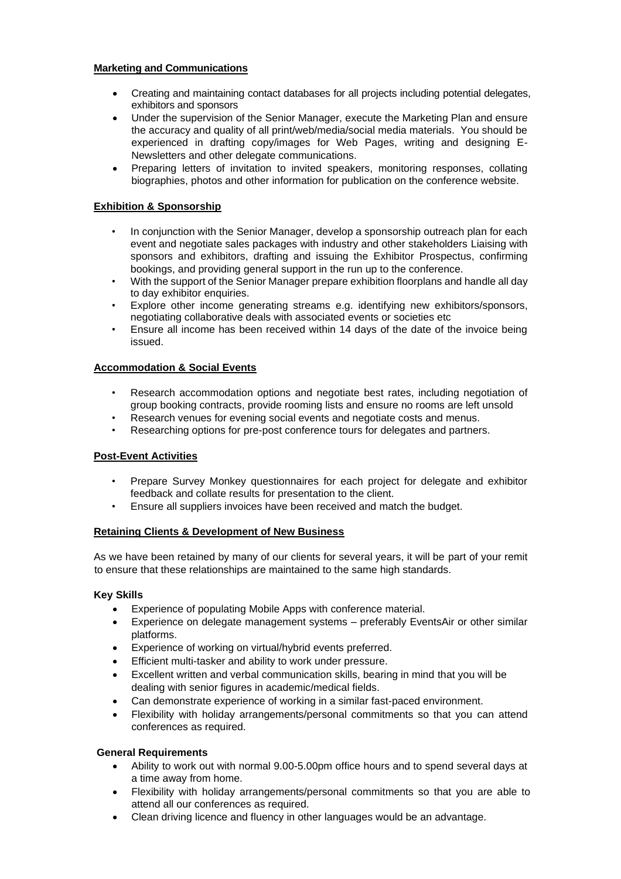**Marketing and Communications**

- Creating and maintaining contact databases for all projects including potential delegates, exhibitors and sponsors
- Under the supervision of the Senior Manager, execute the Marketing Plan and ensure the accuracy and quality of all print/web/media/social media materials. You should be experienced in drafting copy/images for Web Pages, writing and designing E-Newsletters and other delegate communications.
- Preparing letters of invitation to invited speakers, monitoring responses, collating biographies, photos and other information for publication on the conference website.

**Exhibition & Sponsorship**

- In conjunction with the Senior Manager, develop a sponsorship outreach plan for each event and negotiate sales packages with industry and other stakeholders Liaising with sponsors and exhibitors, drafting and issuing the Exhibitor Prospectus, confirming bookings, and providing general support in the run up to the conference.
- With the support of the Senior Manager prepare exhibition floorplans and handle all day to day exhibitor enquiries.
- Explore other income generating streams e.g. identifying new exhibitors/sponsors, negotiating collaborative deals with associated events or societies etc
- Ensure all income has been received within 14 days of the date of the invoice being issued.

**Accommodation & Social Events**

- Research accommodation options and negotiate best rates, including negotiation of group booking contracts, provide rooming lists and ensure no rooms are left unsold
- Research venues for evening social events and negotiate costs and menus.
- Researching options for pre-post conference tours for delegates and partners.

**Post-Event Activities**

- Prepare Survey Monkey questionnaires for each project for delegate and exhibitor feedback and collate results for presentation to the client.
- Ensure all suppliers invoices have been received and match the budget.

**Retaining Clients & Development of New Business**

As we have been retained by many of our clients for several years, it will be part of your remit to ensure that these relationships are maintained to the same high standards.

**Key Skills**

- Experience of populating Mobile Apps with conference material.
- Experience on delegate management systems – preferably EventsAir or other similar platforms.
- Experience of working on virtual/hybrid events preferred.
- Efficient multi-tasker and ability to work under pressure.
- Excellent written and verbal communication skills, bearing in mind that you will be dealing with senior figures in academic/medical fields.
- Can demonstrate experience of working in a similar fast-paced environment.
- Flexibility with holiday arrangements/personal commitments so that you can attend conferences as required.

**General Requirements**

- Ability to work out with normal 9.00-5.00pm office hours and to spend several days at a time away from home.
- Flexibility with holiday arrangements/personal commitments so that you are able to attend all our conferences as required.
- Clean driving licence and fluency in other languages would be an advantage.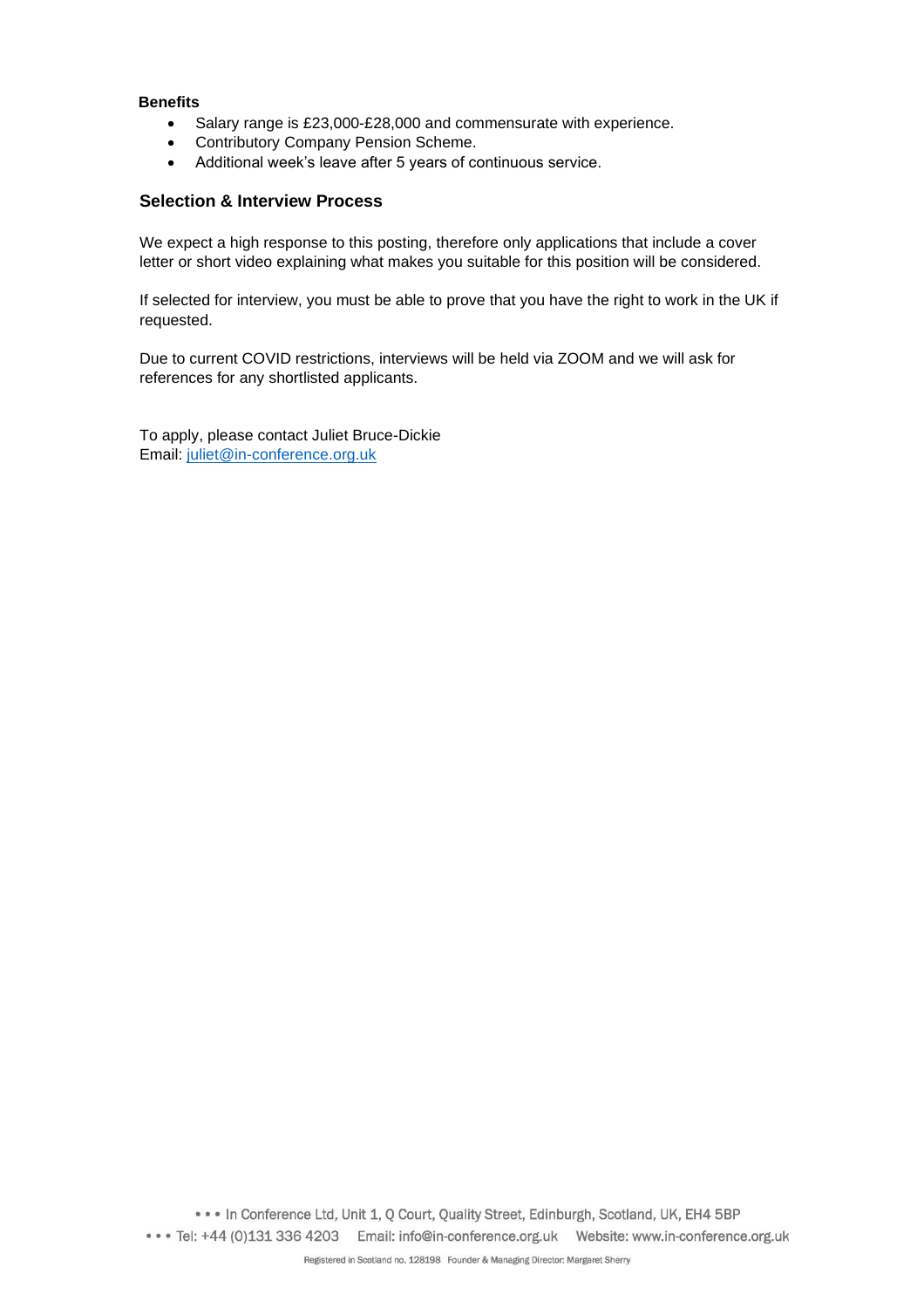**Benefits**

- Salary range is £23,000-£28,000 and commensurate with experience.
- Contributory Company Pension Scheme.
- Additional week's leave after 5 years of continuous service.

## Selection & Interview Process

We expect a high response to this posting, therefore only applications that include a cover letter or short video explaining what makes you suitable for this position will be considered.

If selected for interview, you must be able to prove that you have the right to work in the UK if requested.

Due to current COVID restrictions, interviews will be held via ZOOM and we will ask for references for any shortlisted applicants.

To apply, please contact Juliet Bruce-Dickie
Email: juliet@in-conference.org.uk